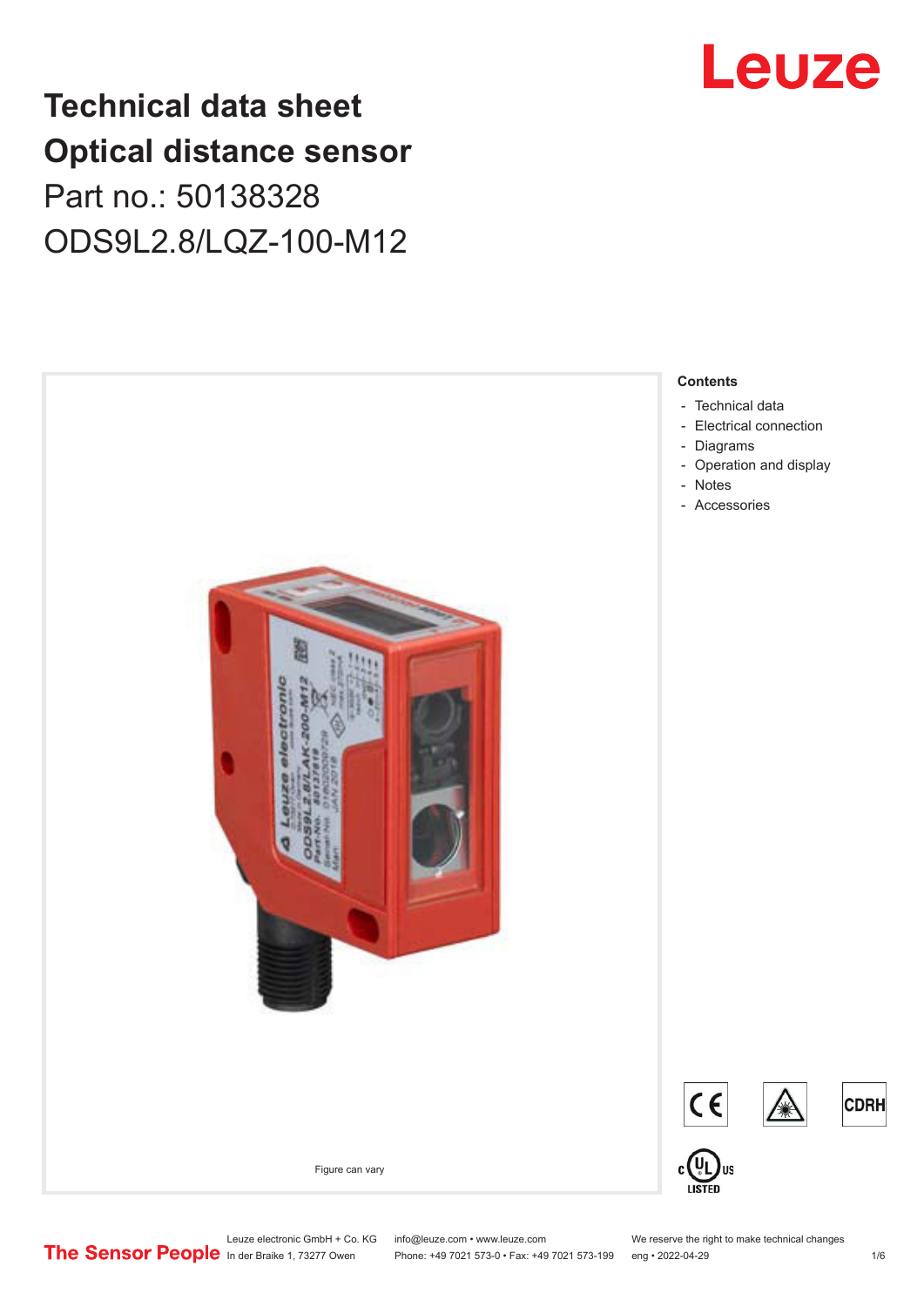# Technical data sheet
# Optical distance sensor

Part no.: 50138328

ODS9L2.8/LQZ-100-M12

Figure can vary

**Contents**

- Technical data
- Electrical connection
- Diagrams
- Operation and display
- Notes
- Accessories

Leuze electronic GmbH + Co. KG
In der Braike 1, 73277 Owen

info@leuze.com • www.leuze.com
Phone: +49 7021 573-0 • Fax: +49 7021 573-199

We reserve the right to make technical changes
eng • 2022-04-29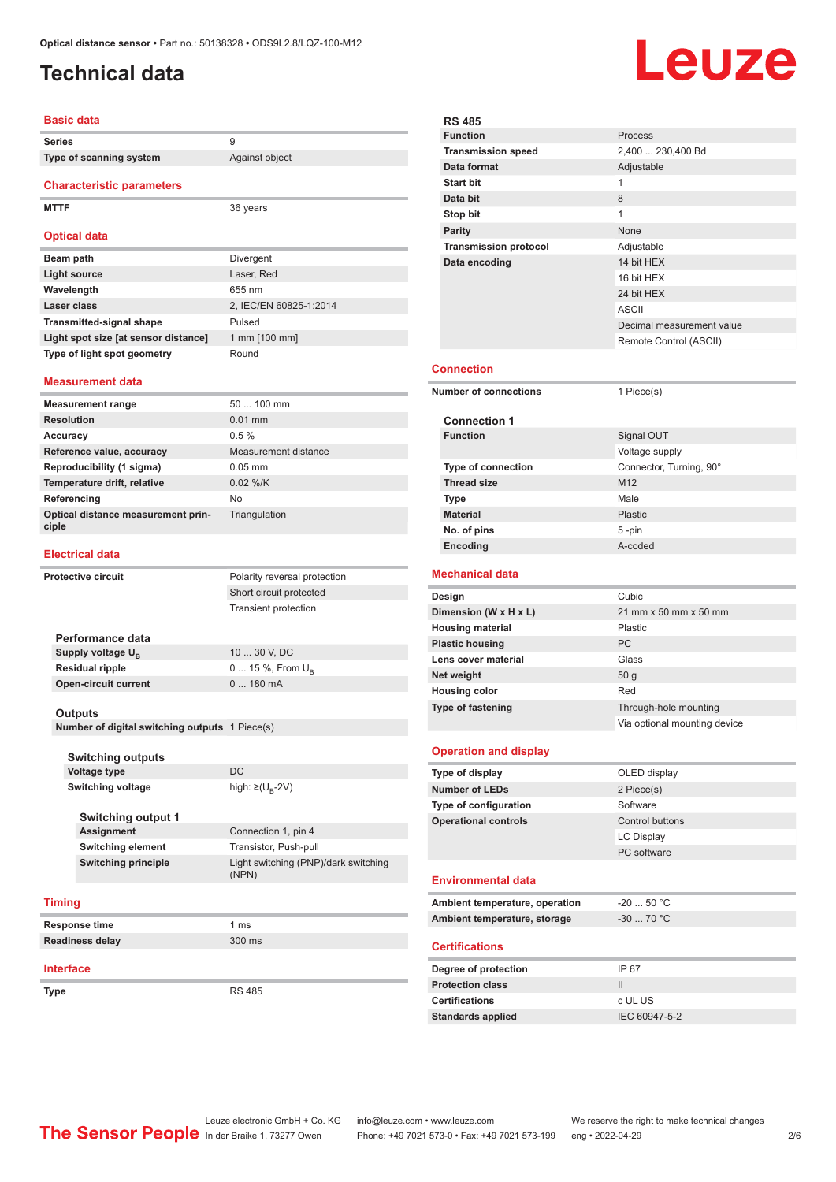# Technical data

## Basic data

| | |
|---|---|
| Series | 9 |
| Type of scanning system | Against object |

## Characteristic parameters

| | |
|---|---|
| MTTF | 36 years |

## Optical data

| | |
|---|---|
| Beam path | Divergent |
| Light source | Laser, Red |
| Wavelength | 655 nm |
| Laser class | 2, IEC/EN 60825-1:2014 |
| Transmitted-signal shape | Pulsed |
| Light spot size [at sensor distance] | 1 mm [100 mm] |
| Type of light spot geometry | Round |

## Measurement data

| | |
|---|---|
| Measurement range | 50 ... 100 mm |
| Resolution | 0.01 mm |
| Accuracy | 0.5 % |
| Reference value, accuracy | Measurement distance |
| Reproducibility (1 sigma) | 0.05 mm |
| Temperature drift, relative | 0.02 %/K |
| Referencing | No |
| Optical distance measurement principle | Triangulation |

## Electrical data

| | |
|---|---|
| Protective circuit | Polarity reversal protection |
| | Short circuit protected |
| | Transient protection |

### Performance data

| | |
|---|---|
| Supply voltage $U_B$ | 10 ... 30 V, DC |
| Residual ripple | 0 ... 15 %, From $U_B$ |
| Open-circuit current | 0 ... 180 mA |

### Outputs

| | |
|---|---|
| Number of digital switching outputs | 1 Piece(s) |

### Switching outputs

| | |
|---|---|
| Voltage type | DC |
| Switching voltage | high: ≥($U_B$-2V) |

### Switching output 1

| | |
|---|---|
| Assignment | Connection 1, pin 4 |
| Switching element | Transistor, Push-pull |
| Switching principle | Light switching (PNP)/dark switching (NPN) |

## Timing

| | |
|---|---|
| Response time | 1 ms |
| Readiness delay | 300 ms |

## Interface

| | |
|---|---|
| Type | RS 485 |

### RS 485

| | |
|---|---|
| Function | Process |
| Transmission speed | 2,400 ... 230,400 Bd |
| Data format | Adjustable |
| Start bit | 1 |
| Data bit | 8 |
| Stop bit | 1 |
| Parity | None |
| Transmission protocol | Adjustable |
| Data encoding | 14 bit HEX |
| | 16 bit HEX |
| | 24 bit HEX |
| | ASCII |
| | Decimal measurement value |
| | Remote Control (ASCII) |

## Connection

| | |
|---|---|
| Number of connections | 1 Piece(s) |

### Connection 1

| | |
|---|---|
| Function | Signal OUT |
| | Voltage supply |
| Type of connection | Connector, Turning, 90° |
| Thread size | M12 |
| Type | Male |
| Material | Plastic |
| No. of pins | 5 -pin |
| Encoding | A-coded |

## Mechanical data

| | |
|---|---|
| Design | Cubic |
| Dimension (W x H x L) | 21 mm x 50 mm x 50 mm |
| Housing material | Plastic |
| Plastic housing | PC |
| Lens cover material | Glass |
| Net weight | 50 g |
| Housing color | Red |
| Type of fastening | Through-hole mounting |
| | Via optional mounting device |

## Operation and display

| | |
|---|---|
| Type of display | OLED display |
| Number of LEDs | 2 Piece(s) |
| Type of configuration | Software |
| Operational controls | Control buttons |
| | LC Display |
| | PC software |

## Environmental data

| | |
|---|---|
| Ambient temperature, operation | -20 ... 50 °C |
| Ambient temperature, storage | -30 ... 70 °C |

## Certifications

| | |
|---|---|
| Degree of protection | IP 67 |
| Protection class | II |
| Certifications | c UL US |
| Standards applied | IEC 60947-5-2 |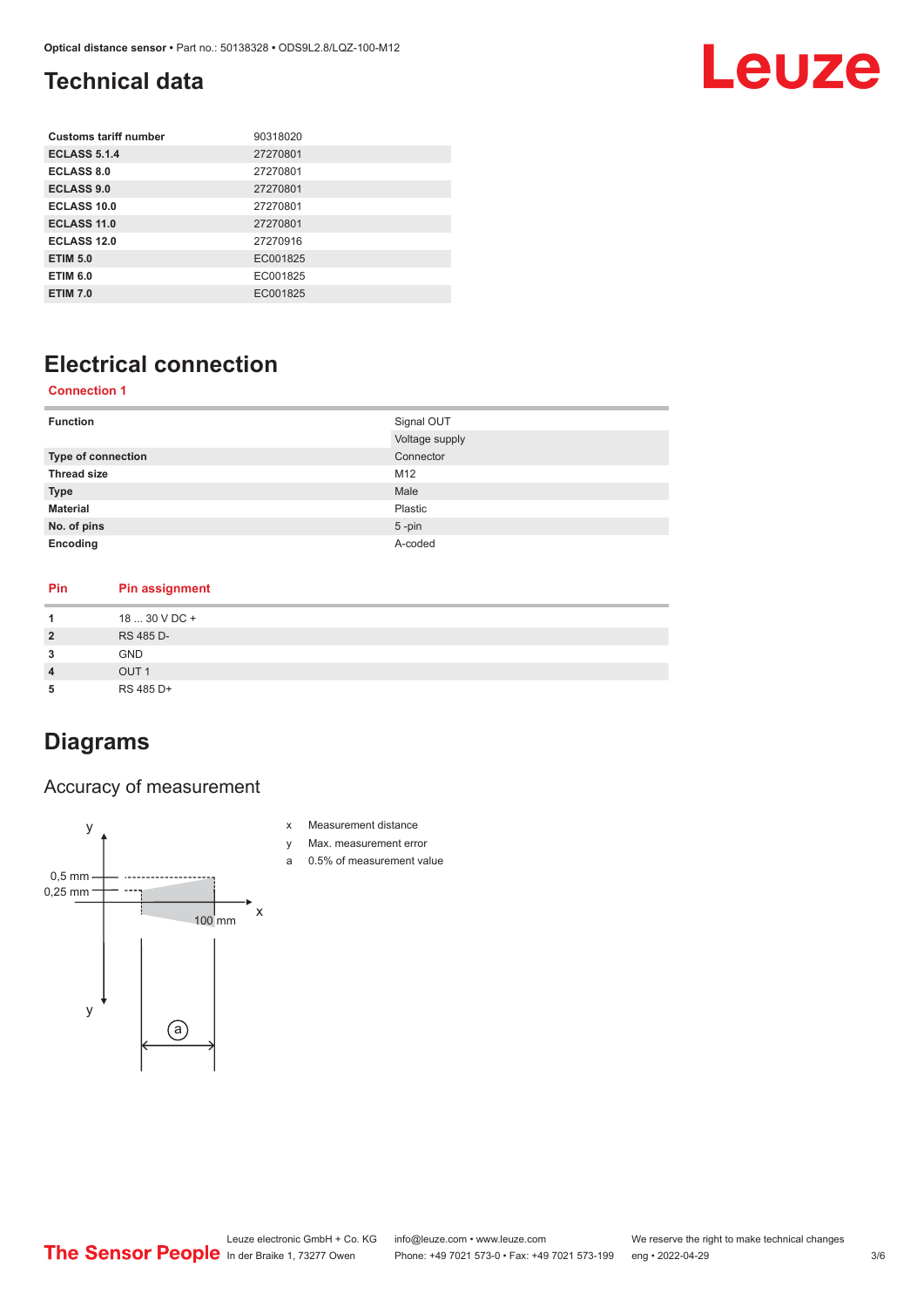## Technical data

| | |
|---|---|
| **Customs tariff number** | 90318020 |
| **ECLASS 5.1.4** | 27270801 |
| **ECLASS 8.0** | 27270801 |
| **ECLASS 9.0** | 27270801 |
| **ECLASS 10.0** | 27270801 |
| **ECLASS 11.0** | 27270801 |
| **ECLASS 12.0** | 27270916 |
| **ETIM 5.0** | EC001825 |
| **ETIM 6.0** | EC001825 |
| **ETIM 7.0** | EC001825 |

## Electrical connection

### Connection 1

| | |
|---|---|
| **Function** | Signal OUT |
| | Voltage supply |
| **Type of connection** | Connector |
| **Thread size** | M12 |
| **Type** | Male |
| **Material** | Plastic |
| **No. of pins** | 5 -pin |
| **Encoding** | A-coded |

| Pin | Pin assignment |
|---|---|
| **1** | 18 ... 30 V DC + |
| **2** | RS 485 D- |
| **3** | GND |
| **4** | OUT 1 |
| **5** | RS 485 D+ |

## Diagrams

### Accuracy of measurement

y
0,5 mm
0,25 mm
100 mm
x
y
a

x Measurement distance
y Max. measurement error
a 0.5% of measurement value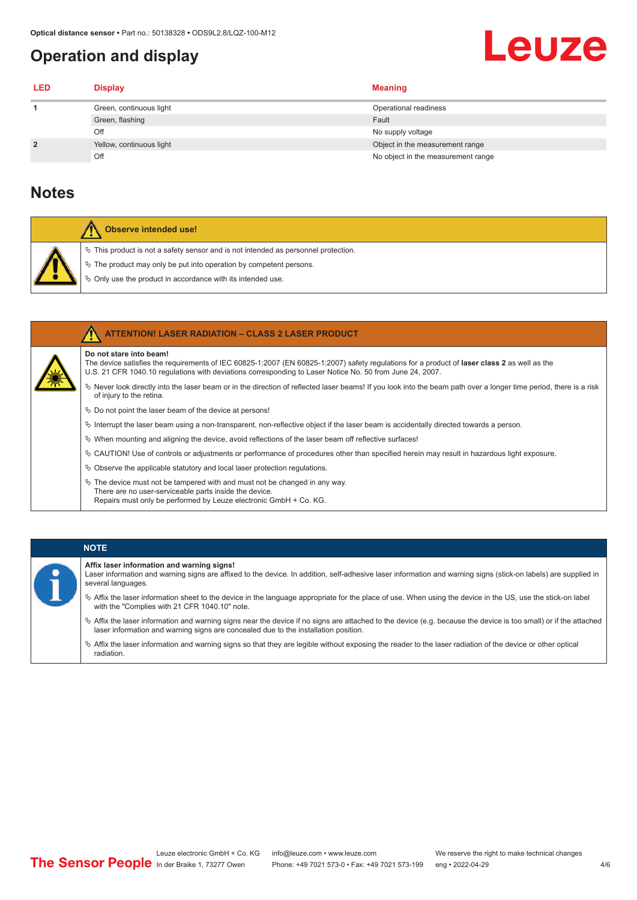## Operation and display

| LED | Display | Meaning |
|---|---|---|
| 1 | Green, continuous light | Operational readiness |
| | Green, flashing | Fault |
| | Off | No supply voltage |
| 2 | Yellow, continuous light | Object in the measurement range |
| | Off | No object in the measurement range |

## Notes

**Observe intended use!**

- ✎ This product is not a safety sensor and is not intended as personnel protection.
- ✎ The product may only be put into operation by competent persons.
- ✎ Only use the product in accordance with its intended use.

**ATTENTION! LASER RADIATION – CLASS 2 LASER PRODUCT**

**Do not stare into beam!**

The device satisfies the requirements of IEC 60825-1:2007 (EN 60825-1:2007) safety regulations for a product of **laser class 2** as well as the U.S. 21 CFR 1040.10 regulations with deviations corresponding to Laser Notice No. 50 from June 24, 2007.

- ✎ Never look directly into the laser beam or in the direction of reflected laser beams! If you look into the beam path over a longer time period, there is a risk of injury to the retina.
- ✎ Do not point the laser beam of the device at persons!
- ✎ Interrupt the laser beam using a non-transparent, non-reflective object if the laser beam is accidentally directed towards a person.
- ✎ When mounting and aligning the device, avoid reflections of the laser beam off reflective surfaces!
- ✎ CAUTION! Use of controls or adjustments or performance of procedures other than specified herein may result in hazardous light exposure.
- ✎ Observe the applicable statutory and local laser protection regulations.
- ✎ The device must not be tampered with and must not be changed in any way.
  There are no user-serviceable parts inside the device.
  Repairs must only be performed by Leuze electronic GmbH + Co. KG.

**NOTE**

**Affix laser information and warning signs!**

Laser information and warning signs are affixed to the device. In addition, self-adhesive laser information and warning signs (stick-on labels) are supplied in several languages.

- ✎ Affix the laser information sheet to the device in the language appropriate for the place of use. When using the device in the US, use the stick-on label with the "Complies with 21 CFR 1040.10" note.
- ✎ Affix the laser information and warning signs near the device if no signs are attached to the device (e.g. because the device is too small) or if the attached laser information and warning signs are concealed due to the installation position.
- ✎ Affix the laser information and warning signs so that they are legible without exposing the reader to the laser radiation of the device or other optical radiation.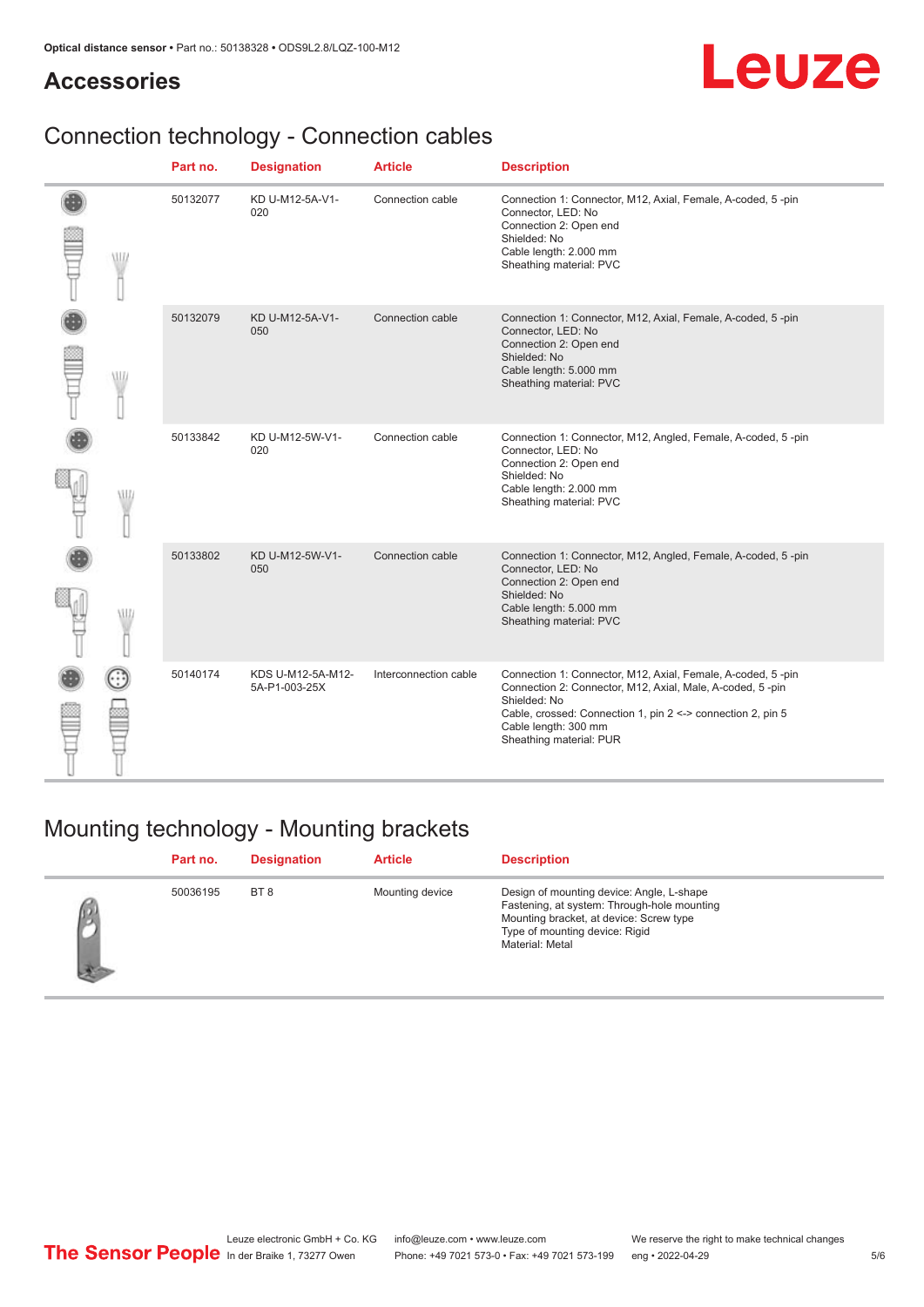# Accessories

## Connection technology - Connection cables

| Part no. | Designation | Article | Description |
|---|---|---|---|
| 50132077 | KD U-M12-5A-V1-020 | Connection cable | Connection 1: Connector, M12, Axial, Female, A-coded, 5 -pin<br>Connector, LED: No<br>Connection 2: Open end<br>Shielded: No<br>Cable length: 2.000 mm<br>Sheathing material: PVC |
| 50132079 | KD U-M12-5A-V1-050 | Connection cable | Connection 1: Connector, M12, Axial, Female, A-coded, 5 -pin<br>Connector, LED: No<br>Connection 2: Open end<br>Shielded: No<br>Cable length: 5.000 mm<br>Sheathing material: PVC |
| 50133842 | KD U-M12-5W-V1-020 | Connection cable | Connection 1: Connector, M12, Angled, Female, A-coded, 5 -pin<br>Connector, LED: No<br>Connection 2: Open end<br>Shielded: No<br>Cable length: 2.000 mm<br>Sheathing material: PVC |
| 50133802 | KD U-M12-5W-V1-050 | Connection cable | Connection 1: Connector, M12, Angled, Female, A-coded, 5 -pin<br>Connector, LED: No<br>Connection 2: Open end<br>Shielded: No<br>Cable length: 5.000 mm<br>Sheathing material: PVC |
| 50140174 | KDS U-M12-5A-M12-5A-P1-003-25X | Interconnection cable | Connection 1: Connector, M12, Axial, Female, A-coded, 5 -pin<br>Connection 2: Connector, M12, Axial, Male, A-coded, 5 -pin<br>Shielded: No<br>Cable, crossed: Connection 1, pin 2 <-> connection 2, pin 5<br>Cable length: 300 mm<br>Sheathing material: PUR |

## Mounting technology - Mounting brackets

| Part no. | Designation | Article | Description |
|---|---|---|---|
| 50036195 | BT 8 | Mounting device | Design of mounting device: Angle, L-shape<br>Fastening, at system: Through-hole mounting<br>Mounting bracket, at device: Screw type<br>Type of mounting device: Rigid<br>Material: Metal |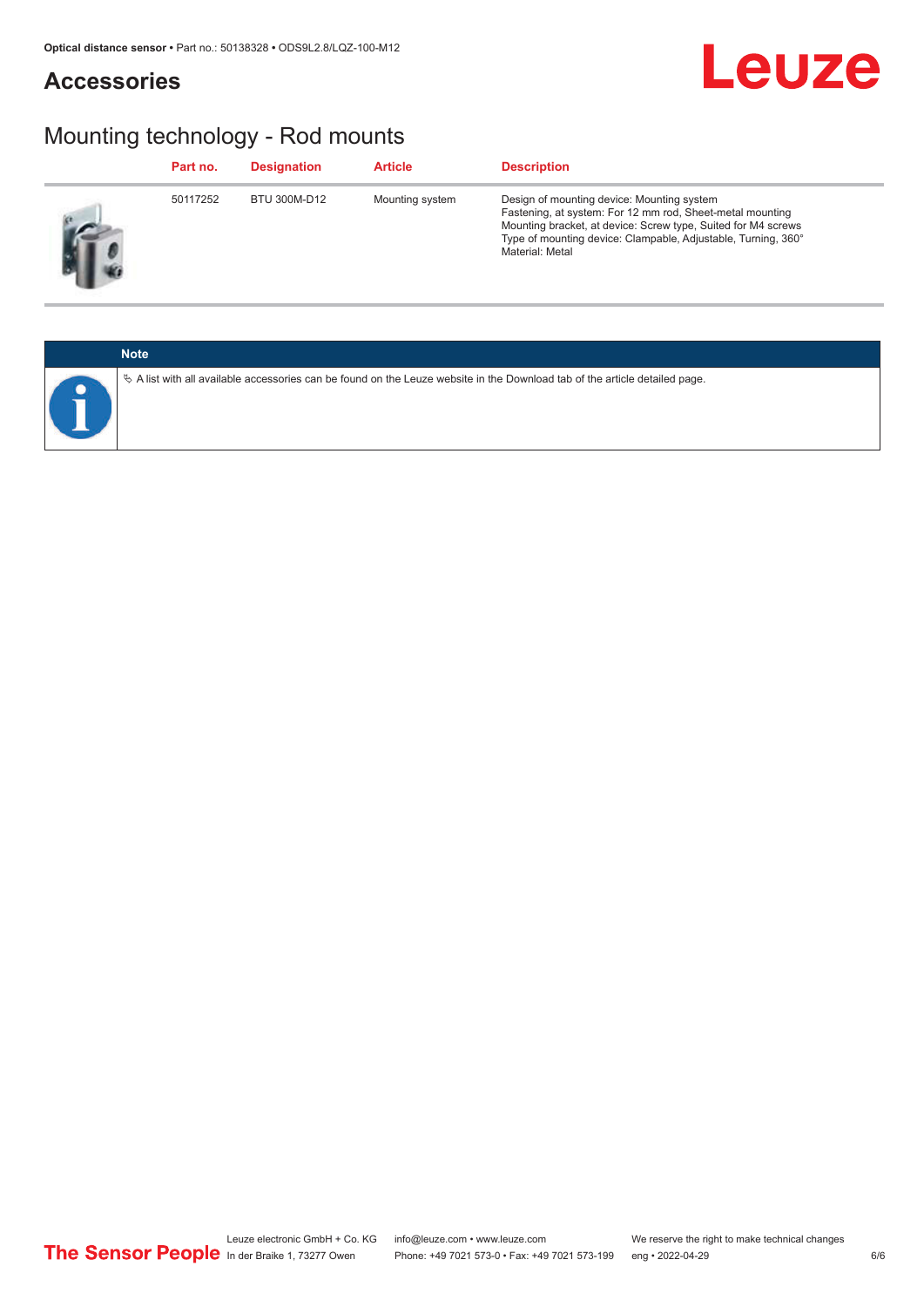## Accessories

### Mounting technology - Rod mounts

| | Part no. | Designation | Article | Description |
|---|---|---|---|---|
| | 50117252 | BTU 300M-D12 | Mounting system | Design of mounting device: Mounting system<br>Fastening, at system: For 12 mm rod, Sheet-metal mounting<br>Mounting bracket, at device: Screw type, Suited for M4 screws<br>Type of mounting device: Clampable, Adjustable, Turning, 360°<br>Material: Metal |

**Note**

A list with all available accessories can be found on the Leuze website in the Download tab of the article detailed page.